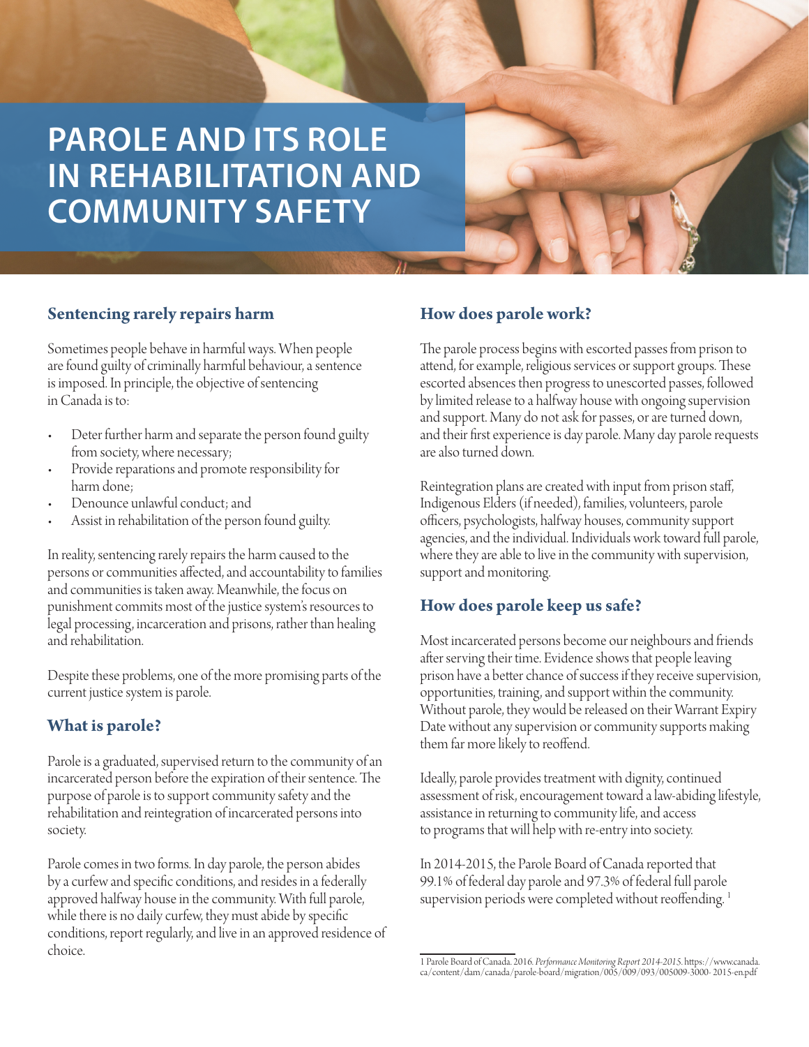# PAROLE AND ITS ROLE IN REHABILITATION AND COMMUNITY SAFETY

## Sentencing rarely repairs harm

Sometimes people behave in harmful ways. When people are found guilty of criminally harmful behaviour, a sentence is imposed. In principle, the objective of sentencing in Canada is to:

- Deter further harm and separate the person found guilty from society, where necessary;
- Provide reparations and promote responsibility for harm done;
- Denounce unlawful conduct; and
- Assist in rehabilitation of the person found guilty.

In reality, sentencing rarely repairs the harm caused to the persons or communities affected, and accountability to families and communities is taken away. Meanwhile, the focus on punishment commits most of the justice system's resources to legal processing, incarceration and prisons, rather than healing and rehabilitation.

Despite these problems, one of the more promising parts of the current justice system is parole.

## What is parole?

Parole is a graduated, supervised return to the community of an incarcerated person before the expiration of their sentence. The purpose of parole is to support community safety and the rehabilitation and reintegration of incarcerated persons into society.

Parole comes in two forms. In day parole, the person abides by a curfew and specific conditions, and resides in a federally approved halfway house in the community. With full parole, while there is no daily curfew, they must abide by specific conditions, report regularly, and live in an approved residence of choice.

## How does parole work?

The parole process begins with escorted passes from prison to attend, for example, religious services or support groups. These escorted absences then progress to unescorted passes, followed by limited release to a halfway house with ongoing supervision and support. Many do not ask for passes, or are turned down, and their first experience is day parole. Many day parole requests are also turned down.

Reintegration plans are created with input from prison staff, Indigenous Elders (if needed), families, volunteers, parole officers, psychologists, halfway houses, community support agencies, and the individual. Individuals work toward full parole, where they are able to live in the community with supervision, support and monitoring.

## How does parole keep us safe?

Most incarcerated persons become our neighbours and friends after serving their time. Evidence shows that people leaving prison have a better chance of success if they receive supervision, opportunities, training, and support within the community. Without parole, they would be released on their Warrant Expiry Date without any supervision or community supports making them far more likely to reoffend.

Ideally, parole provides treatment with dignity, continued assessment of risk, encouragement toward a law-abiding lifestyle, assistance in returning to community life, and access to programs that will help with re-entry into society.

In 2014-2015, the Parole Board of Canada reported that 99.1% of federal day parole and 97.3% of federal full parole supervision periods were completed without reoffending. [1]

---

[1] Parole Board of Canada. 2016. *Performance Monitoring Report 2014-2015*. https://www.canada.ca/content/dam/canada/parole-board/migration/005/009/093/005009-3000- 2015-en.pdf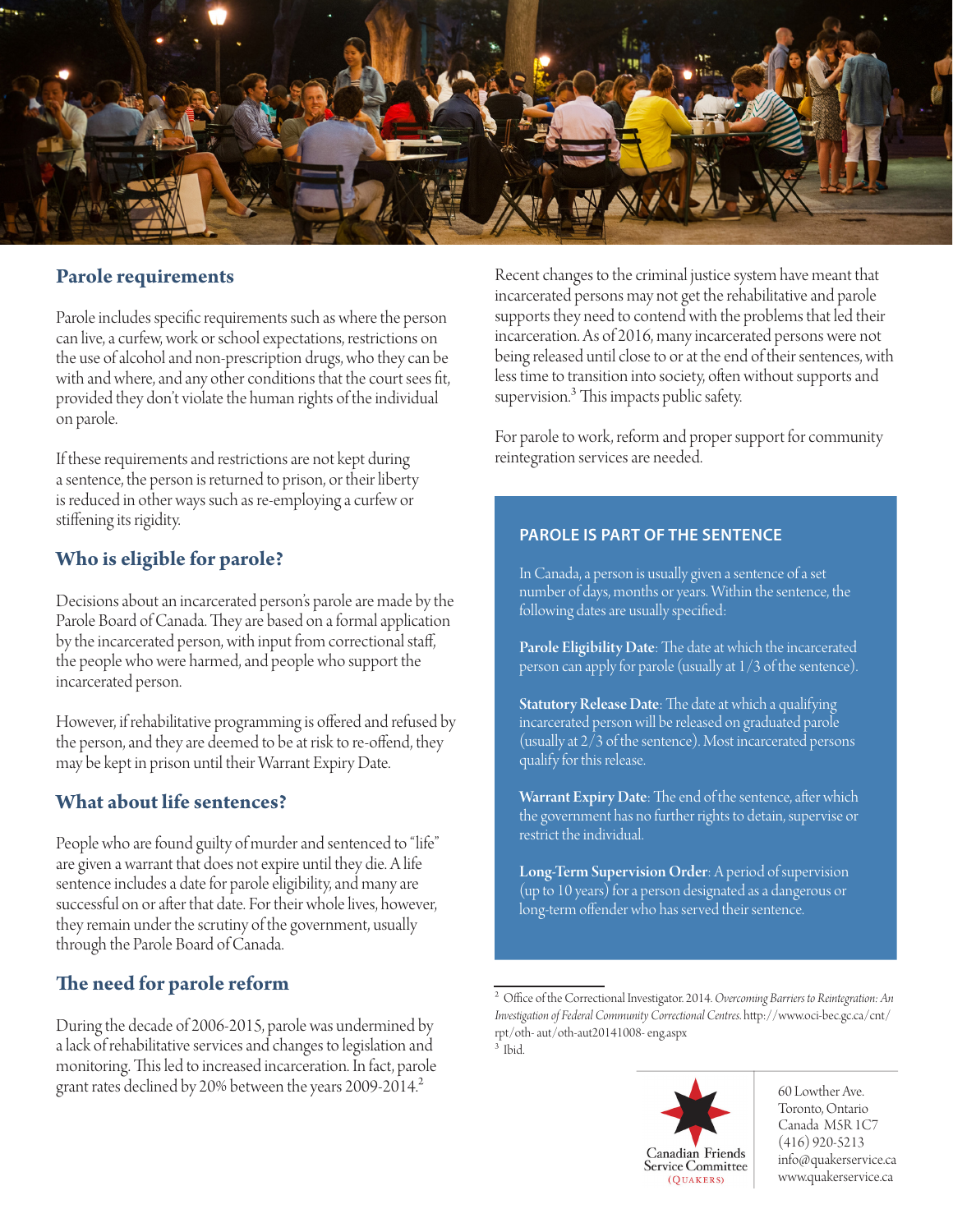## Parole requirements

Parole includes specific requirements such as where the person can live, a curfew, work or school expectations, restrictions on the use of alcohol and non-prescription drugs, who they can be with and where, and any other conditions that the court sees fit, provided they don't violate the human rights of the individual on parole.

If these requirements and restrictions are not kept during a sentence, the person is returned to prison, or their liberty is reduced in other ways such as re-employing a curfew or stiffening its rigidity.

## Who is eligible for parole?

Decisions about an incarcerated person's parole are made by the Parole Board of Canada. They are based on a formal application by the incarcerated person, with input from correctional staff, the people who were harmed, and people who support the incarcerated person.

However, if rehabilitative programming is offered and refused by the person, and they are deemed to be at risk to re-offend, they may be kept in prison until their Warrant Expiry Date.

## What about life sentences?

People who are found guilty of murder and sentenced to "life" are given a warrant that does not expire until they die. A life sentence includes a date for parole eligibility, and many are successful on or after that date. For their whole lives, however, they remain under the scrutiny of the government, usually through the Parole Board of Canada.

## The need for parole reform

During the decade of 2006-2015, parole was undermined by a lack of rehabilitative services and changes to legislation and monitoring. This led to increased incarceration. In fact, parole grant rates declined by 20% between the years 2009-2014.[2]

Recent changes to the criminal justice system have meant that incarcerated persons may not get the rehabilitative and parole supports they need to contend with the problems that led their incarceration. As of 2016, many incarcerated persons were not being released until close to or at the end of their sentences, with less time to transition into society, often without supports and supervision.[3] This impacts public safety.

For parole to work, reform and proper support for community reintegration services are needed.

### PAROLE IS PART OF THE SENTENCE

In Canada, a person is usually given a sentence of a set number of days, months or years. Within the sentence, the following dates are usually specified:

**Parole Eligibility Date**: The date at which the incarcerated person can apply for parole (usually at 1/3 of the sentence).

**Statutory Release Date**: The date at which a qualifying incarcerated person will be released on graduated parole (usually at 2/3 of the sentence). Most incarcerated persons qualify for this release.

**Warrant Expiry Date**: The end of the sentence, after which the government has no further rights to detain, supervise or restrict the individual.

**Long-Term Supervision Order**: A period of supervision (up to 10 years) for a person designated as a dangerous or long-term offender who has served their sentence.

---

[2] Office of the Correctional Investigator. 2014. *Overcoming Barriers to Reintegration: An Investigation of Federal Community Correctional Centres*. http://www.oci-bec.gc.ca/cnt/rpt/oth- aut/oth-aut20141008- eng.aspx

[3] Ibid.

Canadian Friends Service Committee (QUAKERS)

60 Lowther Ave.
Toronto, Ontario
Canada M5R 1C7
(416) 920-5213
info@quakerservice.ca
www.quakerservice.ca